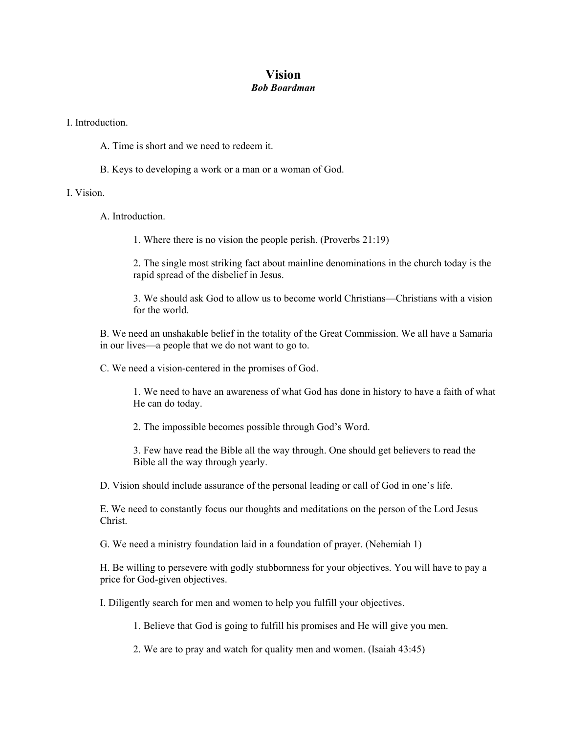# Vision

***Bob Boardman***

I. Introduction.

A. Time is short and we need to redeem it.

B. Keys to developing a work or a man or a woman of God.

I. Vision.

A. Introduction.

1. Where there is no vision the people perish. (Proverbs 21:19)

2. The single most striking fact about mainline denominations in the church today is the rapid spread of the disbelief in Jesus.

3. We should ask God to allow us to become world Christians—Christians with a vision for the world.

B. We need an unshakable belief in the totality of the Great Commission. We all have a Samaria in our lives—a people that we do not want to go to.

C. We need a vision-centered in the promises of God.

1. We need to have an awareness of what God has done in history to have a faith of what He can do today.

2. The impossible becomes possible through God's Word.

3. Few have read the Bible all the way through. One should get believers to read the Bible all the way through yearly.

D. Vision should include assurance of the personal leading or call of God in one's life.

E. We need to constantly focus our thoughts and meditations on the person of the Lord Jesus Christ.

G. We need a ministry foundation laid in a foundation of prayer. (Nehemiah 1)

H. Be willing to persevere with godly stubbornness for your objectives. You will have to pay a price for God-given objectives.

I. Diligently search for men and women to help you fulfill your objectives.

1. Believe that God is going to fulfill his promises and He will give you men.

2. We are to pray and watch for quality men and women. (Isaiah 43:45)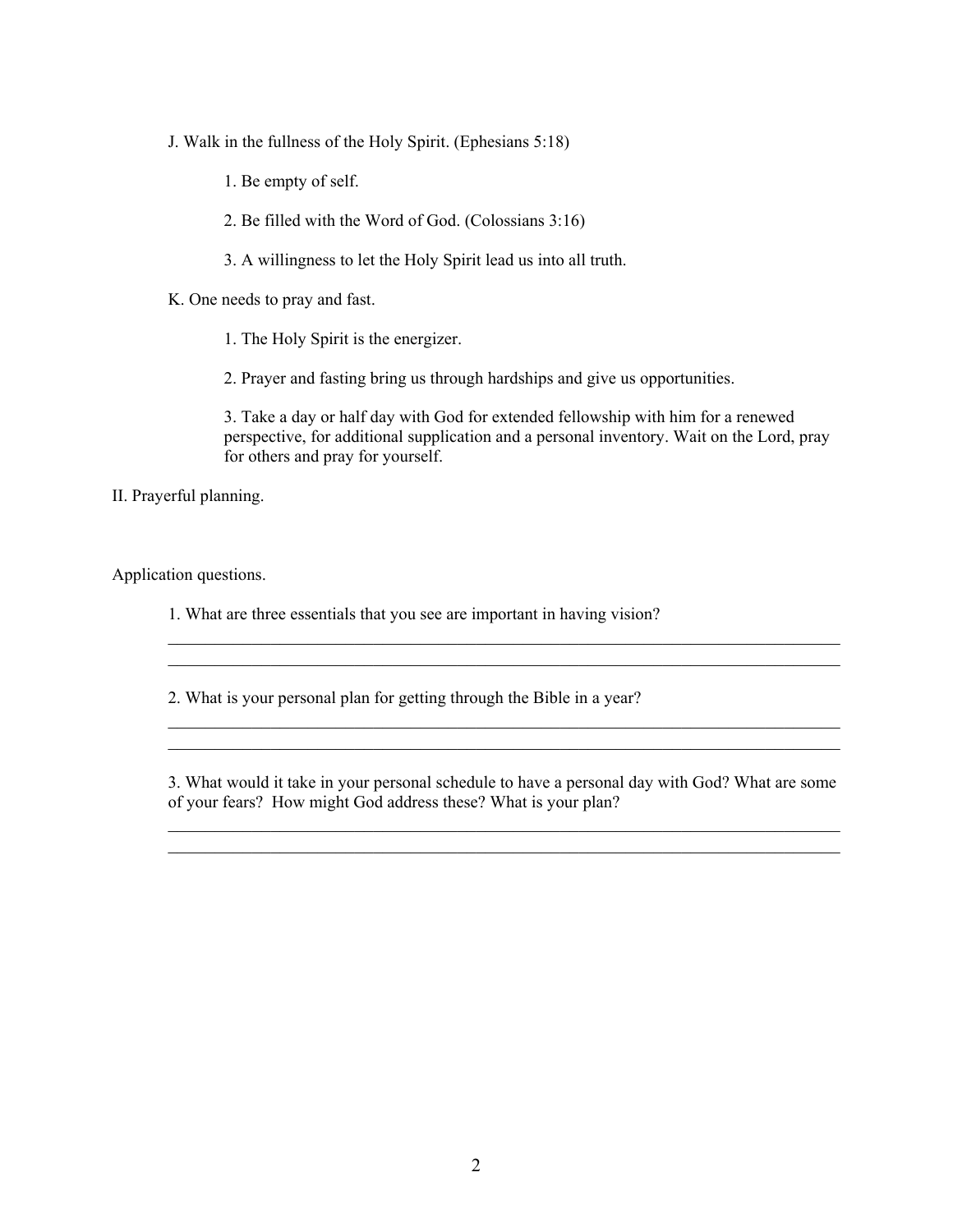J. Walk in the fullness of the Holy Spirit. (Ephesians 5:18)

1. Be empty of self.

2. Be filled with the Word of God. (Colossians 3:16)

3. A willingness to let the Holy Spirit lead us into all truth.

K. One needs to pray and fast.

1. The Holy Spirit is the energizer.

2. Prayer and fasting bring us through hardships and give us opportunities.

3. Take a day or half day with God for extended fellowship with him for a renewed perspective, for additional supplication and a personal inventory. Wait on the Lord, pray for others and pray for yourself.

II. Prayerful planning.

Application questions.

1. What are three essentials that you see are important in having vision?

______________________________________________________________________________
______________________________________________________________________________

2. What is your personal plan for getting through the Bible in a year?

______________________________________________________________________________
______________________________________________________________________________

3. What would it take in your personal schedule to have a personal day with God? What are some of your fears? How might God address these? What is your plan?

______________________________________________________________________________
______________________________________________________________________________